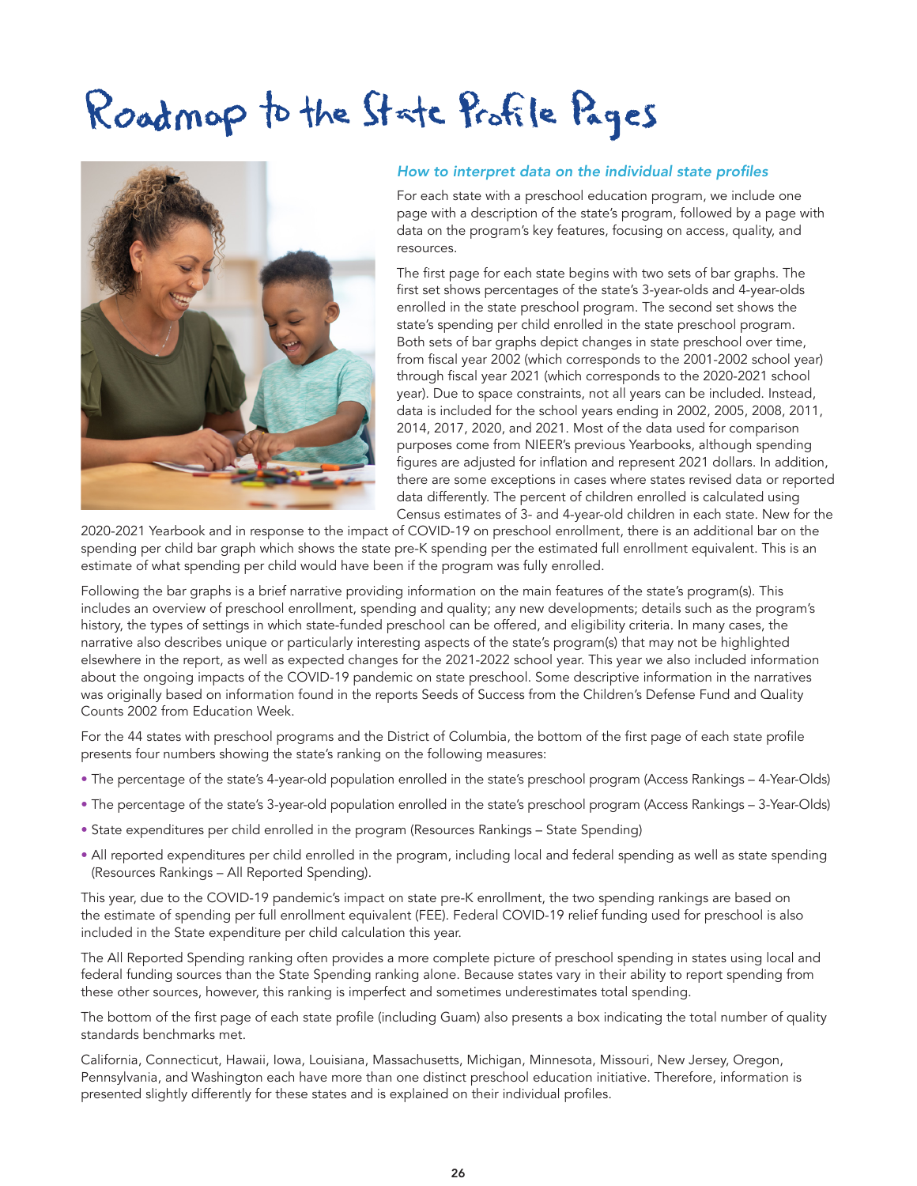# Roadmap to the State Profile Pages

### *How to interpret data on the individual state profiles*

For each state with a preschool education program, we include one page with a description of the state's program, followed by a page with data on the program's key features, focusing on access, quality, and resources.

The first page for each state begins with two sets of bar graphs. The first set shows percentages of the state's 3-year-olds and 4-year-olds enrolled in the state preschool program. The second set shows the state's spending per child enrolled in the state preschool program. Both sets of bar graphs depict changes in state preschool over time, from fiscal year 2002 (which corresponds to the 2001-2002 school year) through fiscal year 2021 (which corresponds to the 2020-2021 school year). Due to space constraints, not all years can be included. Instead, data is included for the school years ending in 2002, 2005, 2008, 2011, 2014, 2017, 2020, and 2021. Most of the data used for comparison purposes come from NIEER's previous Yearbooks, although spending figures are adjusted for inflation and represent 2021 dollars. In addition, there are some exceptions in cases where states revised data or reported data differently. The percent of children enrolled is calculated using Census estimates of 3- and 4-year-old children in each state. New for the 2020-2021 Yearbook and in response to the impact of COVID-19 on preschool enrollment, there is an additional bar on the spending per child bar graph which shows the state pre-K spending per the estimated full enrollment equivalent. This is an estimate of what spending per child would have been if the program was fully enrolled.

Following the bar graphs is a brief narrative providing information on the main features of the state's program(s). This includes an overview of preschool enrollment, spending and quality; any new developments; details such as the program's history, the types of settings in which state-funded preschool can be offered, and eligibility criteria. In many cases, the narrative also describes unique or particularly interesting aspects of the state's program(s) that may not be highlighted elsewhere in the report, as well as expected changes for the 2021-2022 school year. This year we also included information about the ongoing impacts of the COVID-19 pandemic on state preschool. Some descriptive information in the narratives was originally based on information found in the reports Seeds of Success from the Children's Defense Fund and Quality Counts 2002 from Education Week.

For the 44 states with preschool programs and the District of Columbia, the bottom of the first page of each state profile presents four numbers showing the state's ranking on the following measures:

- The percentage of the state's 4-year-old population enrolled in the state's preschool program (Access Rankings – 4-Year-Olds)
- The percentage of the state's 3-year-old population enrolled in the state's preschool program (Access Rankings – 3-Year-Olds)
- State expenditures per child enrolled in the program (Resources Rankings – State Spending)
- All reported expenditures per child enrolled in the program, including local and federal spending as well as state spending (Resources Rankings – All Reported Spending).

This year, due to the COVID-19 pandemic's impact on state pre-K enrollment, the two spending rankings are based on the estimate of spending per full enrollment equivalent (FEE). Federal COVID-19 relief funding used for preschool is also included in the State expenditure per child calculation this year.

The All Reported Spending ranking often provides a more complete picture of preschool spending in states using local and federal funding sources than the State Spending ranking alone. Because states vary in their ability to report spending from these other sources, however, this ranking is imperfect and sometimes underestimates total spending.

The bottom of the first page of each state profile (including Guam) also presents a box indicating the total number of quality standards benchmarks met.

California, Connecticut, Hawaii, Iowa, Louisiana, Massachusetts, Michigan, Minnesota, Missouri, New Jersey, Oregon, Pennsylvania, and Washington each have more than one distinct preschool education initiative. Therefore, information is presented slightly differently for these states and is explained on their individual profiles.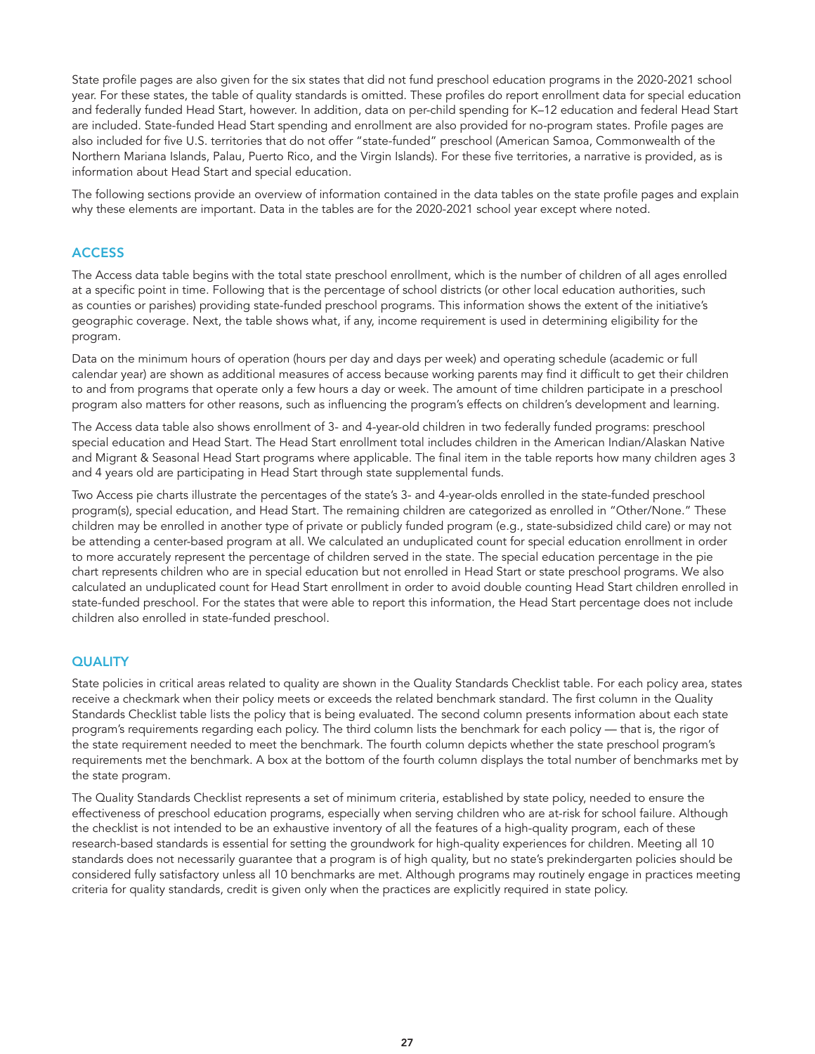State profile pages are also given for the six states that did not fund preschool education programs in the 2020-2021 school year. For these states, the table of quality standards is omitted. These profiles do report enrollment data for special education and federally funded Head Start, however. In addition, data on per-child spending for K–12 education and federal Head Start are included. State-funded Head Start spending and enrollment are also provided for no-program states. Profile pages are also included for five U.S. territories that do not offer "state-funded" preschool (American Samoa, Commonwealth of the Northern Mariana Islands, Palau, Puerto Rico, and the Virgin Islands). For these five territories, a narrative is provided, as is information about Head Start and special education.

The following sections provide an overview of information contained in the data tables on the state profile pages and explain why these elements are important. Data in the tables are for the 2020-2021 school year except where noted.

## ACCESS

The Access data table begins with the total state preschool enrollment, which is the number of children of all ages enrolled at a specific point in time. Following that is the percentage of school districts (or other local education authorities, such as counties or parishes) providing state-funded preschool programs. This information shows the extent of the initiative's geographic coverage. Next, the table shows what, if any, income requirement is used in determining eligibility for the program.

Data on the minimum hours of operation (hours per day and days per week) and operating schedule (academic or full calendar year) are shown as additional measures of access because working parents may find it difficult to get their children to and from programs that operate only a few hours a day or week. The amount of time children participate in a preschool program also matters for other reasons, such as influencing the program's effects on children's development and learning.

The Access data table also shows enrollment of 3- and 4-year-old children in two federally funded programs: preschool special education and Head Start. The Head Start enrollment total includes children in the American Indian/Alaskan Native and Migrant & Seasonal Head Start programs where applicable. The final item in the table reports how many children ages 3 and 4 years old are participating in Head Start through state supplemental funds.

Two Access pie charts illustrate the percentages of the state's 3- and 4-year-olds enrolled in the state-funded preschool program(s), special education, and Head Start. The remaining children are categorized as enrolled in "Other/None." These children may be enrolled in another type of private or publicly funded program (e.g., state-subsidized child care) or may not be attending a center-based program at all. We calculated an unduplicated count for special education enrollment in order to more accurately represent the percentage of children served in the state. The special education percentage in the pie chart represents children who are in special education but not enrolled in Head Start or state preschool programs. We also calculated an unduplicated count for Head Start enrollment in order to avoid double counting Head Start children enrolled in state-funded preschool. For the states that were able to report this information, the Head Start percentage does not include children also enrolled in state-funded preschool.

## QUALITY

State policies in critical areas related to quality are shown in the Quality Standards Checklist table. For each policy area, states receive a checkmark when their policy meets or exceeds the related benchmark standard. The first column in the Quality Standards Checklist table lists the policy that is being evaluated. The second column presents information about each state program's requirements regarding each policy. The third column lists the benchmark for each policy — that is, the rigor of the state requirement needed to meet the benchmark. The fourth column depicts whether the state preschool program's requirements met the benchmark. A box at the bottom of the fourth column displays the total number of benchmarks met by the state program.

The Quality Standards Checklist represents a set of minimum criteria, established by state policy, needed to ensure the effectiveness of preschool education programs, especially when serving children who are at-risk for school failure. Although the checklist is not intended to be an exhaustive inventory of all the features of a high-quality program, each of these research-based standards is essential for setting the groundwork for high-quality experiences for children. Meeting all 10 standards does not necessarily guarantee that a program is of high quality, but no state's prekindergarten policies should be considered fully satisfactory unless all 10 benchmarks are met. Although programs may routinely engage in practices meeting criteria for quality standards, credit is given only when the practices are explicitly required in state policy.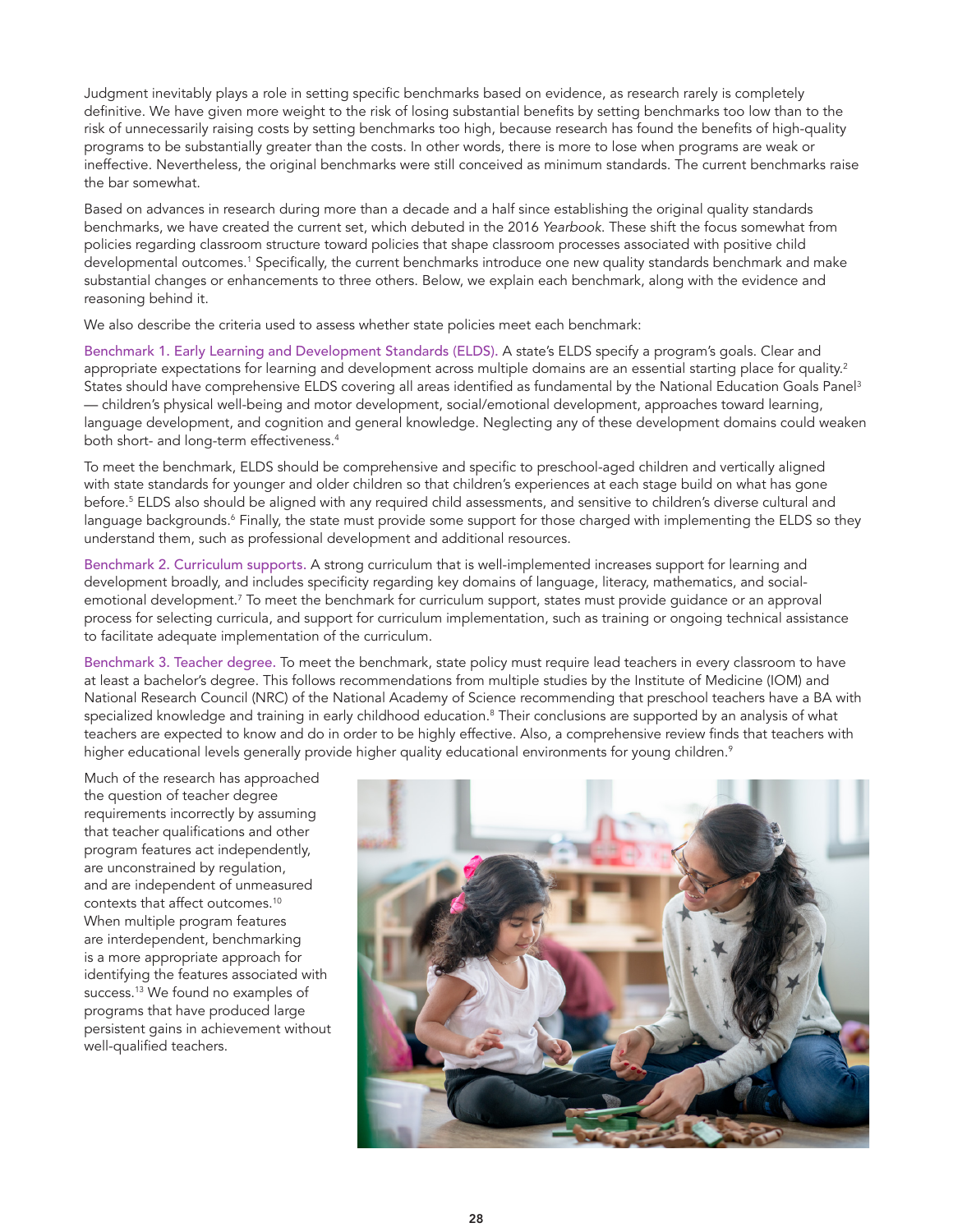Judgment inevitably plays a role in setting specific benchmarks based on evidence, as research rarely is completely definitive. We have given more weight to the risk of losing substantial benefits by setting benchmarks too low than to the risk of unnecessarily raising costs by setting benchmarks too high, because research has found the benefits of high-quality programs to be substantially greater than the costs. In other words, there is more to lose when programs are weak or ineffective. Nevertheless, the original benchmarks were still conceived as minimum standards. The current benchmarks raise the bar somewhat.

Based on advances in research during more than a decade and a half since establishing the original quality standards benchmarks, we have created the current set, which debuted in the 2016 *Yearbook*. These shift the focus somewhat from policies regarding classroom structure toward policies that shape classroom processes associated with positive child developmental outcomes.[1] Specifically, the current benchmarks introduce one new quality standards benchmark and make substantial changes or enhancements to three others. Below, we explain each benchmark, along with the evidence and reasoning behind it.

We also describe the criteria used to assess whether state policies meet each benchmark:

Benchmark 1. Early Learning and Development Standards (ELDS). A state's ELDS specify a program's goals. Clear and appropriate expectations for learning and development across multiple domains are an essential starting place for quality.[2] States should have comprehensive ELDS covering all areas identified as fundamental by the National Education Goals Panel[3] — children's physical well-being and motor development, social/emotional development, approaches toward learning, language development, and cognition and general knowledge. Neglecting any of these development domains could weaken both short- and long-term effectiveness.[4]

To meet the benchmark, ELDS should be comprehensive and specific to preschool-aged children and vertically aligned with state standards for younger and older children so that children's experiences at each stage build on what has gone before.[5] ELDS also should be aligned with any required child assessments, and sensitive to children's diverse cultural and language backgrounds.[6] Finally, the state must provide some support for those charged with implementing the ELDS so they understand them, such as professional development and additional resources.

Benchmark 2. Curriculum supports. A strong curriculum that is well-implemented increases support for learning and development broadly, and includes specificity regarding key domains of language, literacy, mathematics, and social-emotional development.[7] To meet the benchmark for curriculum support, states must provide guidance or an approval process for selecting curricula, and support for curriculum implementation, such as training or ongoing technical assistance to facilitate adequate implementation of the curriculum.

Benchmark 3. Teacher degree. To meet the benchmark, state policy must require lead teachers in every classroom to have at least a bachelor's degree. This follows recommendations from multiple studies by the Institute of Medicine (IOM) and National Research Council (NRC) of the National Academy of Science recommending that preschool teachers have a BA with specialized knowledge and training in early childhood education.[8] Their conclusions are supported by an analysis of what teachers are expected to know and do in order to be highly effective. Also, a comprehensive review finds that teachers with higher educational levels generally provide higher quality educational environments for young children.[9]

Much of the research has approached the question of teacher degree requirements incorrectly by assuming that teacher qualifications and other program features act independently, are unconstrained by regulation, and are independent of unmeasured contexts that affect outcomes.[10] When multiple program features are interdependent, benchmarking is a more appropriate approach for identifying the features associated with success.[13] We found no examples of programs that have produced large persistent gains in achievement without well-qualified teachers.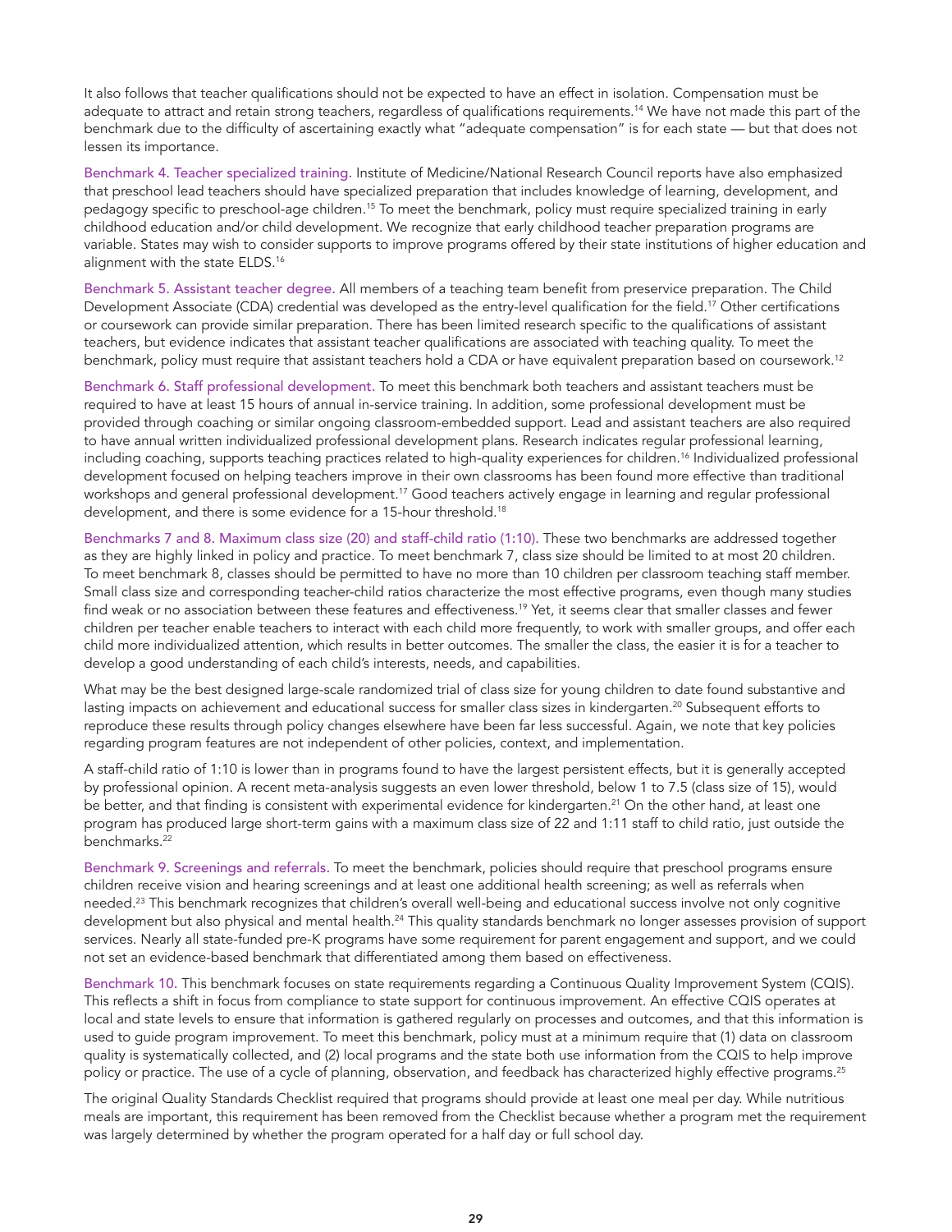It also follows that teacher qualifications should not be expected to have an effect in isolation. Compensation must be adequate to attract and retain strong teachers, regardless of qualifications requirements.[14] We have not made this part of the benchmark due to the difficulty of ascertaining exactly what "adequate compensation" is for each state — but that does not lessen its importance.

Benchmark 4. Teacher specialized training. Institute of Medicine/National Research Council reports have also emphasized that preschool lead teachers should have specialized preparation that includes knowledge of learning, development, and pedagogy specific to preschool-age children.[15] To meet the benchmark, policy must require specialized training in early childhood education and/or child development. We recognize that early childhood teacher preparation programs are variable. States may wish to consider supports to improve programs offered by their state institutions of higher education and alignment with the state ELDS.[16]

Benchmark 5. Assistant teacher degree. All members of a teaching team benefit from preservice preparation. The Child Development Associate (CDA) credential was developed as the entry-level qualification for the field.[17] Other certifications or coursework can provide similar preparation. There has been limited research specific to the qualifications of assistant teachers, but evidence indicates that assistant teacher qualifications are associated with teaching quality. To meet the benchmark, policy must require that assistant teachers hold a CDA or have equivalent preparation based on coursework.[12]

Benchmark 6. Staff professional development. To meet this benchmark both teachers and assistant teachers must be required to have at least 15 hours of annual in-service training. In addition, some professional development must be provided through coaching or similar ongoing classroom-embedded support. Lead and assistant teachers are also required to have annual written individualized professional development plans. Research indicates regular professional learning, including coaching, supports teaching practices related to high-quality experiences for children.[16] Individualized professional development focused on helping teachers improve in their own classrooms has been found more effective than traditional workshops and general professional development.[17] Good teachers actively engage in learning and regular professional development, and there is some evidence for a 15-hour threshold.[18]

Benchmarks 7 and 8. Maximum class size (20) and staff-child ratio (1:10). These two benchmarks are addressed together as they are highly linked in policy and practice. To meet benchmark 7, class size should be limited to at most 20 children. To meet benchmark 8, classes should be permitted to have no more than 10 children per classroom teaching staff member. Small class size and corresponding teacher-child ratios characterize the most effective programs, even though many studies find weak or no association between these features and effectiveness.[19] Yet, it seems clear that smaller classes and fewer children per teacher enable teachers to interact with each child more frequently, to work with smaller groups, and offer each child more individualized attention, which results in better outcomes. The smaller the class, the easier it is for a teacher to develop a good understanding of each child's interests, needs, and capabilities.

What may be the best designed large-scale randomized trial of class size for young children to date found substantive and lasting impacts on achievement and educational success for smaller class sizes in kindergarten.[20] Subsequent efforts to reproduce these results through policy changes elsewhere have been far less successful. Again, we note that key policies regarding program features are not independent of other policies, context, and implementation.

A staff-child ratio of 1:10 is lower than in programs found to have the largest persistent effects, but it is generally accepted by professional opinion. A recent meta-analysis suggests an even lower threshold, below 1 to 7.5 (class size of 15), would be better, and that finding is consistent with experimental evidence for kindergarten.[21] On the other hand, at least one program has produced large short-term gains with a maximum class size of 22 and 1:11 staff to child ratio, just outside the benchmarks.[22]

Benchmark 9. Screenings and referrals. To meet the benchmark, policies should require that preschool programs ensure children receive vision and hearing screenings and at least one additional health screening; as well as referrals when needed.[23] This benchmark recognizes that children's overall well-being and educational success involve not only cognitive development but also physical and mental health.[24] This quality standards benchmark no longer assesses provision of support services. Nearly all state-funded pre-K programs have some requirement for parent engagement and support, and we could not set an evidence-based benchmark that differentiated among them based on effectiveness.

Benchmark 10. This benchmark focuses on state requirements regarding a Continuous Quality Improvement System (CQIS). This reflects a shift in focus from compliance to state support for continuous improvement. An effective CQIS operates at local and state levels to ensure that information is gathered regularly on processes and outcomes, and that this information is used to guide program improvement. To meet this benchmark, policy must at a minimum require that (1) data on classroom quality is systematically collected, and (2) local programs and the state both use information from the CQIS to help improve policy or practice. The use of a cycle of planning, observation, and feedback has characterized highly effective programs.[25]

The original Quality Standards Checklist required that programs should provide at least one meal per day. While nutritious meals are important, this requirement has been removed from the Checklist because whether a program met the requirement was largely determined by whether the program operated for a half day or full school day.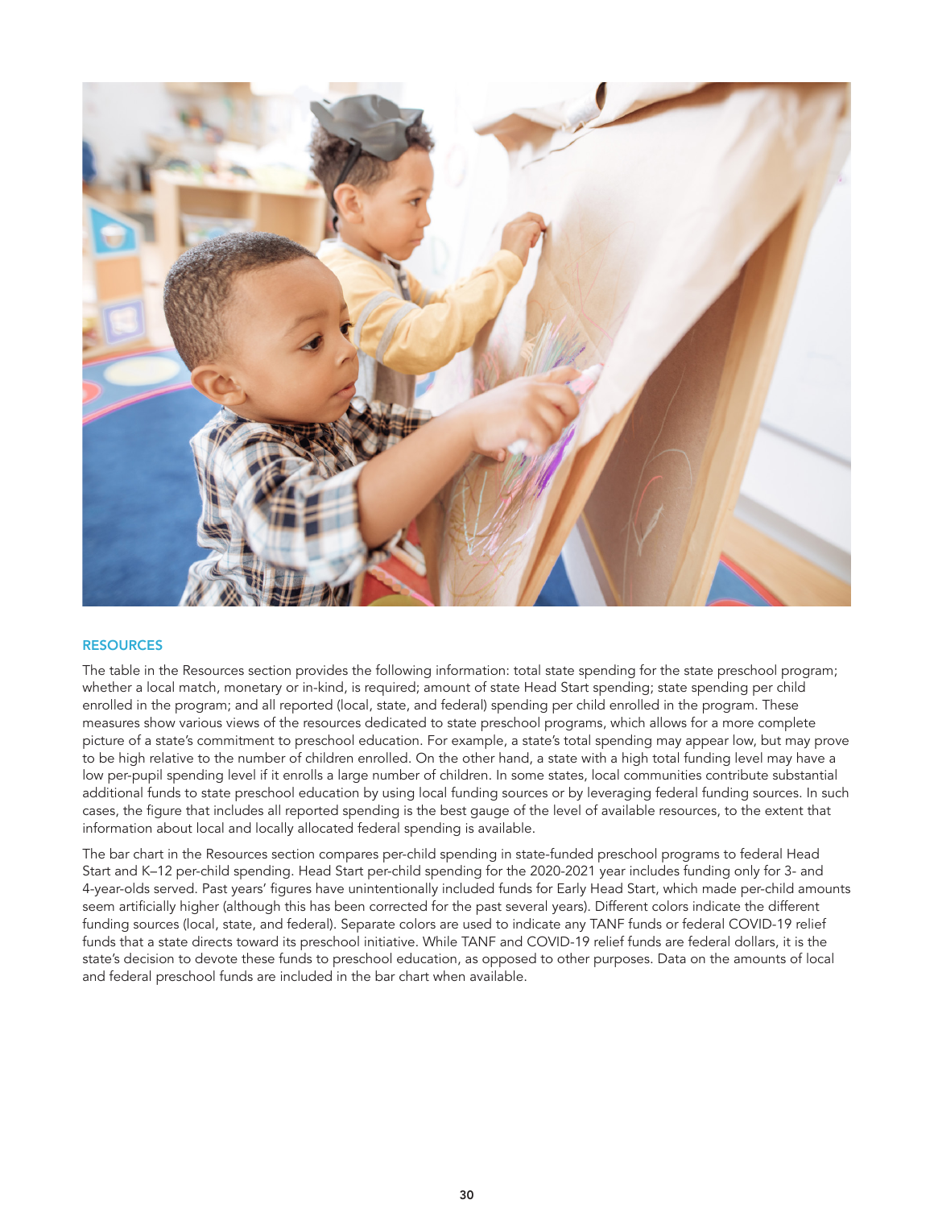## RESOURCES

The table in the Resources section provides the following information: total state spending for the state preschool program; whether a local match, monetary or in-kind, is required; amount of state Head Start spending; state spending per child enrolled in the program; and all reported (local, state, and federal) spending per child enrolled in the program. These measures show various views of the resources dedicated to state preschool programs, which allows for a more complete picture of a state's commitment to preschool education. For example, a state's total spending may appear low, but may prove to be high relative to the number of children enrolled. On the other hand, a state with a high total funding level may have a low per-pupil spending level if it enrolls a large number of children. In some states, local communities contribute substantial additional funds to state preschool education by using local funding sources or by leveraging federal funding sources. In such cases, the figure that includes all reported spending is the best gauge of the level of available resources, to the extent that information about local and locally allocated federal spending is available.

The bar chart in the Resources section compares per-child spending in state-funded preschool programs to federal Head Start and K–12 per-child spending. Head Start per-child spending for the 2020-2021 year includes funding only for 3- and 4-year-olds served. Past years' figures have unintentionally included funds for Early Head Start, which made per-child amounts seem artificially higher (although this has been corrected for the past several years). Different colors indicate the different funding sources (local, state, and federal). Separate colors are used to indicate any TANF funds or federal COVID-19 relief funds that a state directs toward its preschool initiative. While TANF and COVID-19 relief funds are federal dollars, it is the state's decision to devote these funds to preschool education, as opposed to other purposes. Data on the amounts of local and federal preschool funds are included in the bar chart when available.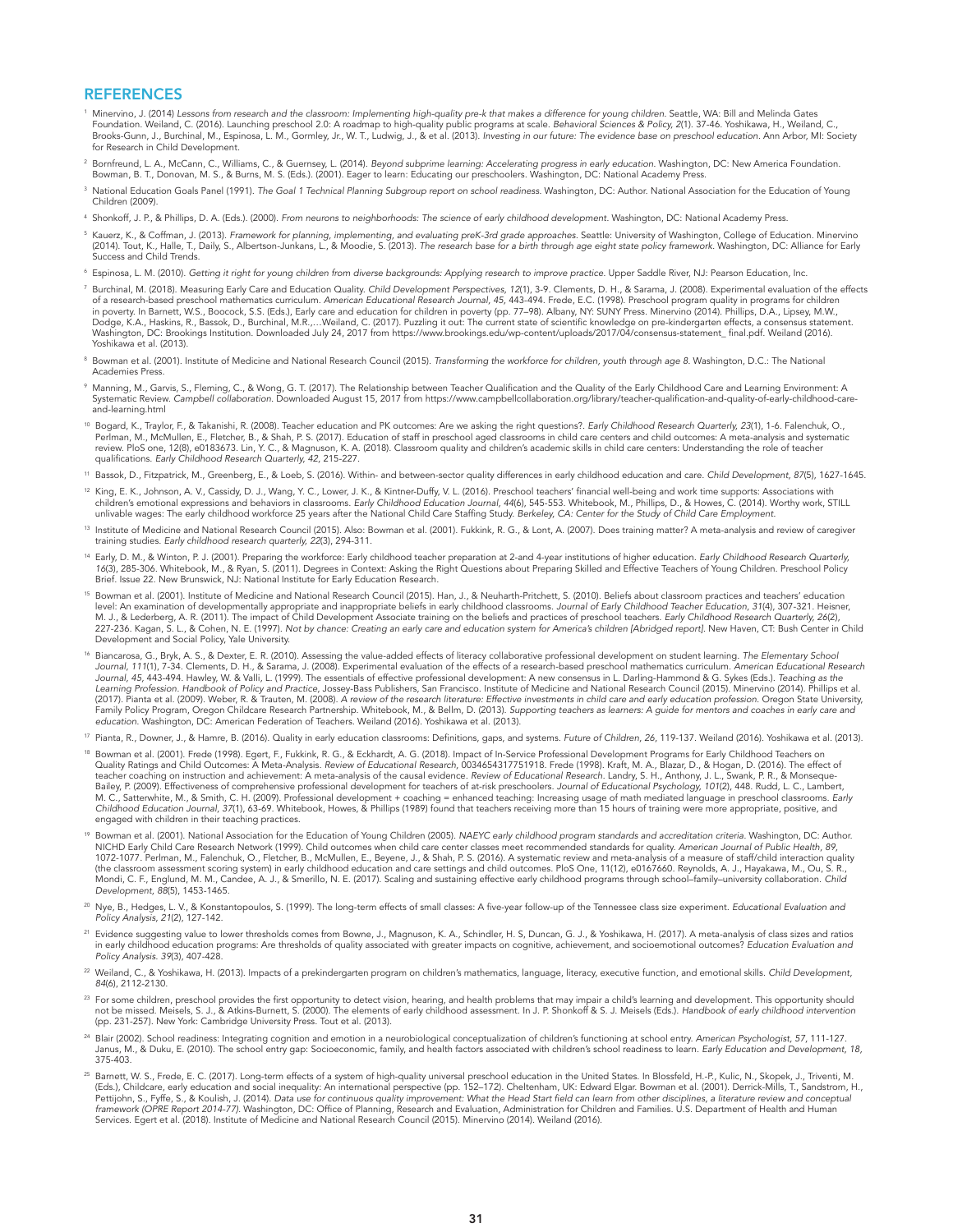## REFERENCES

1. Minervino, J. (2014) *Lessons from research and the classroom: Implementing high-quality pre-k that makes a difference for young children*. Seattle, WA: Bill and Melinda Gates Foundation. Weiland, C. (2016). Launching preschool 2.0: A roadmap to high-quality public programs at scale. *Behavioral Sciences & Policy, 2*(1). 37-46. Yoshikawa, H., Weiland, C., Brooks-Gunn, J., Burchinal, M., Espinosa, L. M., Gormley, Jr., W. T., Ludwig, J., & et al. (2013). *Investing in our future: The evidence base on preschool education*. Ann Arbor, MI: Society for Research in Child Development.

2. Bornfreund, L. A., McCann, C., Williams, C., & Guernsey, L. (2014). *Beyond subprime learning: Accelerating progress in early education*. Washington, DC: New America Foundation. Bowman, B. T., Donovan, M. S., & Burns, M. S. (Eds.). (2001). Eager to learn: Educating our preschoolers. Washington, DC: National Academy Press.

3. National Education Goals Panel (1991). *The Goal 1 Technical Planning Subgroup report on school readiness*. Washington, DC: Author. National Association for the Education of Young Children (2009).

4. Shonkoff, J. P., & Phillips, D. A. (Eds.). (2000). *From neurons to neighborhoods: The science of early childhood development*. Washington, DC: National Academy Press.

5. Kauerz, K., & Coffman, J. (2013). *Framework for planning, implementing, and evaluating preK-3rd grade approaches*. Seattle: University of Washington, College of Education. Minervino (2014). Tout, K., Halle, T., Daily, S., Albertson-Junkans, L., & Moodie, S. (2013). *The research base for a birth through age eight state policy framework*. Washington, DC: Alliance for Early Success and Child Trends.

6. Espinosa, L. M. (2010). *Getting it right for young children from diverse backgrounds: Applying research to improve practice*. Upper Saddle River, NJ: Pearson Education, Inc.

7. Burchinal, M. (2018). Measuring Early Care and Education Quality. *Child Development Perspectives, 12*(1), 3-9. Clements, D. H., & Sarama, J. (2008). Experimental evaluation of the effects of a research-based preschool mathematics curriculum. *American Educational Research Journal, 45*, 443-494. Frede, E.C. (1998). Preschool program quality in programs for children in poverty. In Barnett, W.S., Boocock, S.S. (Eds.), Early care and education for children in poverty (pp. 77–98). Albany, NY: SUNY Press. Minervino (2014). Phillips, D.A., Lipsey, M.W., Dodge, K.A., Haskins, R., Bassok, D., Burchinal, M.R.,...Weiland, C. (2017). Puzzling it out: The current state of scientific knowledge on pre-kindergarten effects, a consensus statement. Washington, DC: Brookings Institution. Downloaded July 24, 2017 from https://www.brookings.edu/wp-content/uploads/2017/04/consensus-statement_ final.pdf. Weiland (2016). Yoshikawa et al. (2013).

8. Bowman et al. (2001). Institute of Medicine and National Research Council (2015). *Transforming the workforce for children, youth through age 8*. Washington, D.C.: The National Academies Press.

9. Manning, M., Garvis, S., Fleming, C., & Wong, G. T. (2017). The Relationship between Teacher Qualification and the Quality of the Early Childhood Care and Learning Environment: A Systematic Review. *Campbell collaboration*. Downloaded August 15, 2017 from https://www.campbellcollaboration.org/library/teacher-qualification-and-quality-of-early-childhood-care-and-learning.html

10. Bogard, K., Traylor, F., & Takanishi, R. (2008). Teacher education and PK outcomes: Are we asking the right questions?. *Early Childhood Research Quarterly, 23*(1), 1-6. Falenchuk, O., Perlman, M., McMullen, E., Fletcher, B., & Shah, P. S. (2017). Education of staff in preschool aged classrooms in child care centers and child outcomes: A meta-analysis and systematic review. PloS one, 12(8), e0183673. Lin, Y. C., & Magnuson, K. A. (2018). Classroom quality and children's academic skills in child care centers: Understanding the role of teacher qualifications. *Early Childhood Research Quarterly, 42*, 215-227.

11. Bassok, D., Fitzpatrick, M., Greenberg, E., & Loeb, S. (2016). Within- and between-sector quality differences in early childhood education and care. *Child Development, 87*(5), 1627-1645.

12. King, E. K., Johnson, A. V., Cassidy, D. J., Wang, Y. C., Lower, J. K., & Kintner-Duffy, V. L. (2016). Preschool teachers' financial well-being and work time supports: Associations with children's emotional expressions and behaviors in classrooms. *Early Childhood Education Journal, 44*(6), 545-553. Whitebook, M., Phillips, D., & Howes, C. (2014). Worthy work, STILL unlivable wages: The early childhood workforce 25 years after the National Child Care Staffing Study. *Berkeley, CA: Center for the Study of Child Care Employment*.

13. Institute of Medicine and National Research Council (2015). Also: Bowman et al. (2001). Fukkink, R. G., & Lont, A. (2007). Does training matter? A meta-analysis and review of caregiver training studies. *Early childhood research quarterly, 22*(3), 294-311.

14. Early, D. M., & Winton, P. J. (2001). Preparing the workforce: Early childhood teacher preparation at 2-and 4-year institutions of higher education. *Early Childhood Research Quarterly, 16*(3), 285-306. Whitebook, M., & Ryan, S. (2011). Degrees in Context: Asking the Right Questions about Preparing Skilled and Effective Teachers of Young Children. Preschool Policy Brief. Issue 22. New Brunswick, NJ: National Institute for Early Education Research.

15. Bowman et al. (2001). Institute of Medicine and National Research Council (2015). Han, J., & Neuharth-Pritchett, S. (2010). Beliefs about classroom practices and teachers' education level: An examination of developmentally appropriate and inappropriate beliefs in early childhood classrooms. *Journal of Early Childhood Teacher Education, 31*(4), 307-321. Heisner, M. J., & Lederberg, A. R. (2011). The impact of Child Development Associate training on the beliefs and practices of preschool teachers. *Early Childhood Research Quarterly, 26*(2), 227-236. Kagan, S. L., & Cohen, N. E. (1997). *Not by chance: Creating an early care and education system for America's children [Abridged report]*. New Haven, CT: Bush Center in Child Development and Social Policy, Yale University.

16. Biancarosa, G., Bryk, A. S., & Dexter, E. R. (2010). Assessing the value-added effects of literacy collaborative professional development on student learning. *The Elementary School Journal, 111*(1), 7-34. Clements, D. H., & Sarama, J. (2008). Experimental evaluation of the effects of a research-based preschool mathematics curriculum. *American Educational Research Journal, 45*, 443-494. Hawley, W. & Valli, L. (1999). The essentials of effective professional development: A new consensus in L. Darling-Hammond & G. Sykes (Eds.). *Teaching as the Learning Profession. Handbook of Policy and Practice*, Jossey-Bass Publishers, San Francisco. Institute of Medicine and National Research Council (2015). Minervino (2014). Phillips et al. (2017). Pianta et al. (2009). Weber, R. & Trauten, M. (2008). *A review of the research literature: Effective investments in child care and early education profession*. Oregon State University, Family Policy Program, Oregon Childcare Research Partnership. Whitebook, M., & Bellm, D. (2013). *Supporting teachers as learners: A guide for mentors and coaches in early care and education*. Washington, DC: American Federation of Teachers. Weiland (2016). Yoshikawa et al. (2013).

17. Pianta, R., Downer, J., & Hamre, B. (2016). Quality in early education classrooms: Definitions, gaps, and systems. *Future of Children, 26*, 119-137. Weiland (2016). Yoshikawa et al. (2013).

18. Bowman et al. (2001). Frede (1998). Egert, F., Fukkink, R. G., & Eckhardt, A. G. (2018). Impact of In-Service Professional Development Programs for Early Childhood Teachers on Quality Ratings and Child Outcomes: A Meta-Analysis. *Review of Educational Research*, 0034654317751918. Frede (1998). Kraft, M. A., Blazar, D., & Hogan, D. (2016). The effect of teacher coaching on instruction and achievement: A meta-analysis of the causal evidence. *Review of Educational Research*. Landry, S. H., Anthony, J. L., Swank, P. R., & Monseque-Bailey, P. (2009). Effectiveness of comprehensive professional development for teachers of at-risk preschoolers. *Journal of Educational Psychology, 101*(2), 448. Rudd, L. C., Lambert, M. C., Satterwhite, M., & Smith, C. H. (2009). Professional development + coaching = enhanced teaching: Increasing usage of math mediated language in preschool classrooms. *Early Childhood Education Journal, 37*(1), 63-69. Whitebook, Howes, & Phillips (1989) found that teachers receiving more than 15 hours of training were more appropriate, positive, and engaged with children in their teaching practices.

19. Bowman et al. (2001). National Association for the Education of Young Children (2005). *NAEYC early childhood program standards and accreditation criteria*. Washington, DC: Author. NICHD Early Child Care Research Network (1999). Child outcomes when child care center classes meet recommended standards for quality. *American Journal of Public Health, 89*, 1072-1077. Perlman, M., Falenchuk, O., Fletcher, B., McMullen, E., Beyene, J., & Shah, P. S. (2016). A systematic review and meta-analysis of a measure of staff/child interaction quality (the classroom assessment scoring system) in early childhood education and care settings and child outcomes. PloS One, 11(12), e0167660. Reynolds, A. J., Hayakawa, M., Ou, S. R., Mondi, C. F., Englund, M. M., Candee, A. J., & Smerillo, N. E. (2017). Scaling and sustaining effective early childhood programs through school–family–university collaboration. *Child Development, 88*(5), 1453-1465.

20. Nye, B., Hedges, L. V., & Konstantopoulos, S. (1999). The long-term effects of small classes: A five-year follow-up of the Tennessee class size experiment. *Educational Evaluation and Policy Analysis, 21*(2), 127-142.

21. Evidence suggesting value to lower thresholds comes from Bowne, J., Magnuson, K. A., Schindler, H. S, Duncan, G. J., & Yoshikawa, H. (2017). A meta-analysis of class sizes and ratios in early childhood education programs: Are thresholds of quality associated with greater impacts on cognitive, achievement, and socioemotional outcomes? *Education Evaluation and Policy Analysis. 39*(3), 407-428.

22. Weiland, C., & Yoshikawa, H. (2013). Impacts of a prekindergarten program on children's mathematics, language, literacy, executive function, and emotional skills. *Child Development, 84*(6), 2112-2130.

23. For some children, preschool provides the first opportunity to detect vision, hearing, and health problems that may impair a child's learning and development. This opportunity should not be missed. Meisels, S. J., & Atkins-Burnett, S. (2000). The elements of early childhood assessment. In J. P. Shonkoff & S. J. Meisels (Eds.). *Handbook of early childhood intervention* (pp. 231-257). New York: Cambridge University Press. Tout et al. (2013).

24. Blair (2002). School readiness: Integrating cognition and emotion in a neurobiological conceptualization of children's functioning at school entry. *American Psychologist, 57*, 111-127. Janus, M., & Duku, E. (2010). The school entry gap: Socioeconomic, family, and health factors associated with children's school readiness to learn. *Early Education and Development, 18*, 375-403.

25. Barnett, W. S., Frede, E. C. (2017). Long-term effects of a system of high-quality universal preschool education in the United States. In Blossfeld, H.-P., Kulic, N., Skopek, J., Triventi, M. (Eds.), Childcare, early education and social inequality: An international perspective (pp. 152–172). Cheltenham, UK: Edward Elgar. Bowman et al. (2001). Derrick-Mills, T., Sandstrom, H., Pettijohn, S., Fyffe, S., & Koulish, J. (2014). *Data use for continuous quality improvement: What the Head Start field can learn from other disciplines, a literature review and conceptual framework (OPRE Report 2014-77)*. Washington, DC: Office of Planning, Research and Evaluation, Administration for Children and Families. U.S. Department of Health and Human Services. Egert et al. (2018). Institute of Medicine and National Research Council (2015). Minervino (2014). Weiland (2016).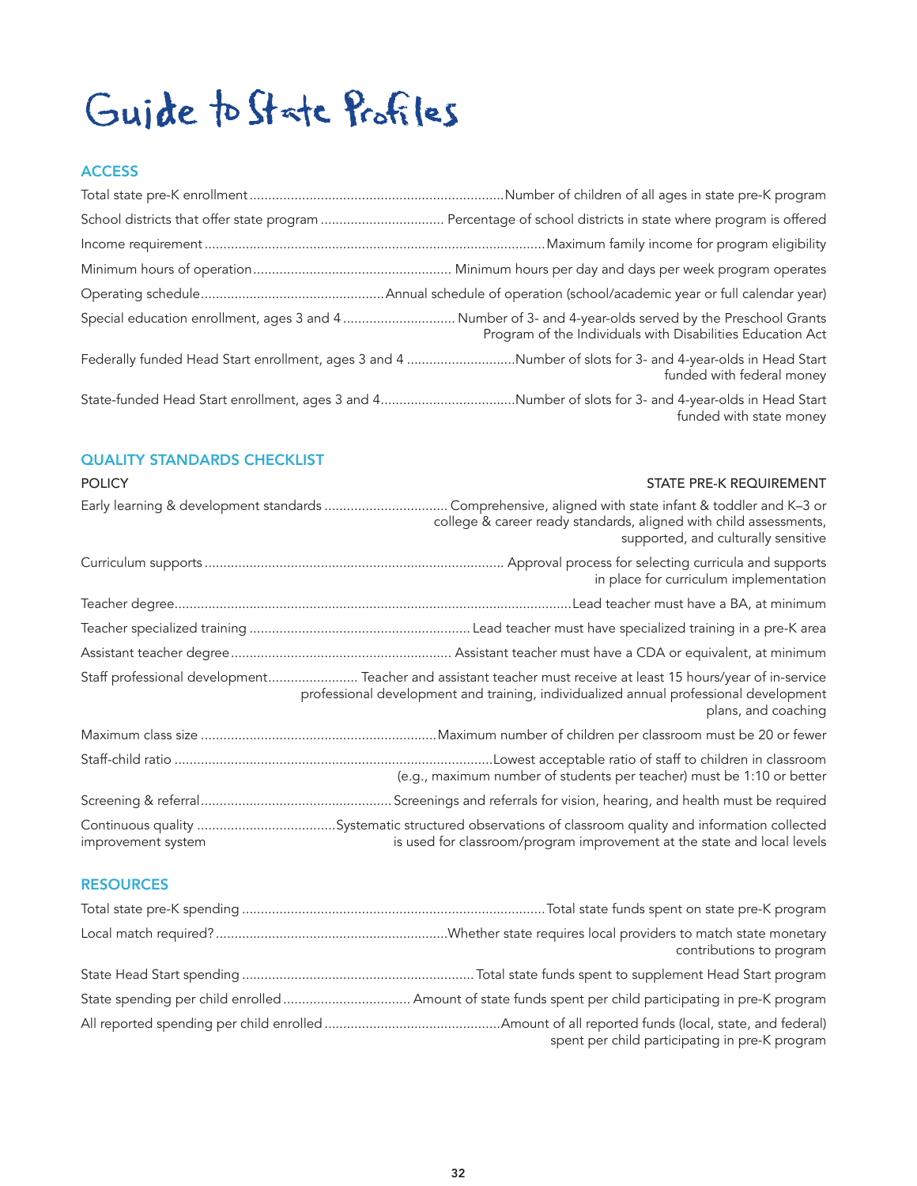# Guide to State Profiles

## ACCESS

| | |
|---|---|
| Total state pre-K enrollment | Number of children of all ages in state pre-K program |
| School districts that offer state program | Percentage of school districts in state where program is offered |
| Income requirement | Maximum family income for program eligibility |
| Minimum hours of operation | Minimum hours per day and days per week program operates |
| Operating schedule | Annual schedule of operation (school/academic year or full calendar year) |
| Special education enrollment, ages 3 and 4 | Number of 3- and 4-year-olds served by the Preschool Grants Program of the Individuals with Disabilities Education Act |
| Federally funded Head Start enrollment, ages 3 and 4 | Number of slots for 3- and 4-year-olds in Head Start funded with federal money |
| State-funded Head Start enrollment, ages 3 and 4 | Number of slots for 3- and 4-year-olds in Head Start funded with state money |

## QUALITY STANDARDS CHECKLIST

| POLICY | STATE PRE-K REQUIREMENT |
|---|---|
| Early learning & development standards | Comprehensive, aligned with state infant & toddler and K–3 or college & career ready standards, aligned with child assessments, supported, and culturally sensitive |
| Curriculum supports | Approval process for selecting curricula and supports in place for curriculum implementation |
| Teacher degree | Lead teacher must have a BA, at minimum |
| Teacher specialized training | Lead teacher must have specialized training in a pre-K area |
| Assistant teacher degree | Assistant teacher must have a CDA or equivalent, at minimum |
| Staff professional development | Teacher and assistant teacher must receive at least 15 hours/year of in-service professional development and training, individualized annual professional development plans, and coaching |
| Maximum class size | Maximum number of children per classroom must be 20 or fewer |
| Staff-child ratio | Lowest acceptable ratio of staff to children in classroom (e.g., maximum number of students per teacher) must be 1:10 or better |
| Screening & referral | Screenings and referrals for vision, hearing, and health must be required |
| Continuous quality improvement system | Systematic structured observations of classroom quality and information collected is used for classroom/program improvement at the state and local levels |

## RESOURCES

| | |
|---|---|
| Total state pre-K spending | Total state funds spent on state pre-K program |
| Local match required? | Whether state requires local providers to match state monetary contributions to program |
| State Head Start spending | Total state funds spent to supplement Head Start program |
| State spending per child enrolled | Amount of state funds spent per child participating in pre-K program |
| All reported spending per child enrolled | Amount of all reported funds (local, state, and federal) spent per child participating in pre-K program |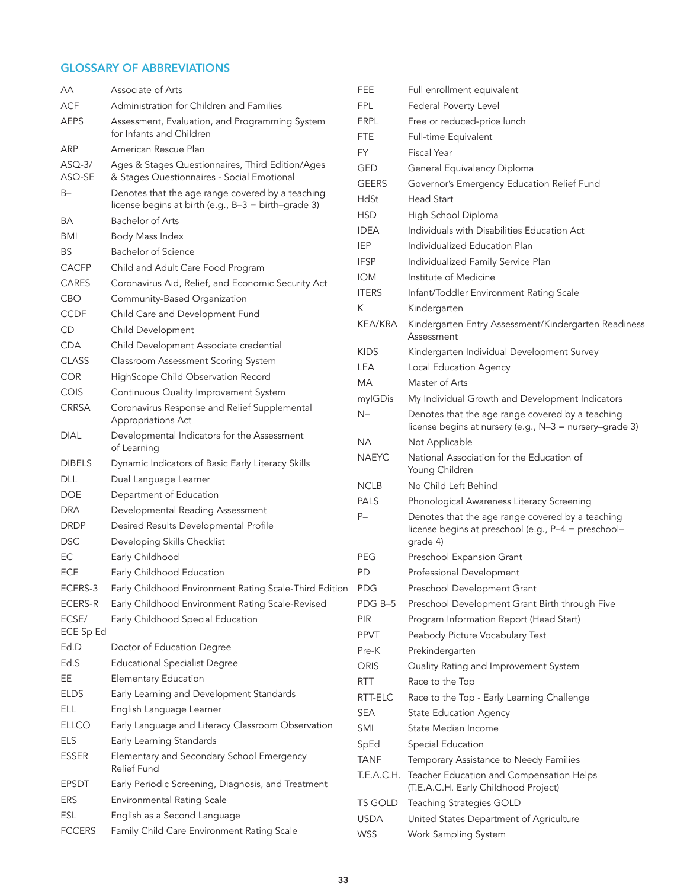## GLOSSARY OF ABBREVIATIONS

| | |
|---|---|
| AA | Associate of Arts |
| ACF | Administration for Children and Families |
| AEPS | Assessment, Evaluation, and Programming System for Infants and Children |
| ARP | American Rescue Plan |
| ASQ-3/ ASQ-SE | Ages & Stages Questionnaires, Third Edition/Ages & Stages Questionnaires - Social Emotional |
| B– | Denotes that the age range covered by a teaching license begins at birth (e.g., B–3 = birth–grade 3) |
| BA | Bachelor of Arts |
| BMI | Body Mass Index |
| BS | Bachelor of Science |
| CACFP | Child and Adult Care Food Program |
| CARES | Coronavirus Aid, Relief, and Economic Security Act |
| CBO | Community-Based Organization |
| CCDF | Child Care and Development Fund |
| CD | Child Development |
| CDA | Child Development Associate credential |
| CLASS | Classroom Assessment Scoring System |
| COR | HighScope Child Observation Record |
| CQIS | Continuous Quality Improvement System |
| CRRSA | Coronavirus Response and Relief Supplemental Appropriations Act |
| DIAL | Developmental Indicators for the Assessment of Learning |
| DIBELS | Dynamic Indicators of Basic Early Literacy Skills |
| DLL | Dual Language Learner |
| DOE | Department of Education |
| DRA | Developmental Reading Assessment |
| DRDP | Desired Results Developmental Profile |
| DSC | Developing Skills Checklist |
| EC | Early Childhood |
| ECE | Early Childhood Education |
| ECERS-3 | Early Childhood Environment Rating Scale-Third Edition |
| ECERS-R | Early Childhood Environment Rating Scale-Revised |
| ECSE/ ECE Sp Ed | Early Childhood Special Education |
| Ed.D | Doctor of Education Degree |
| Ed.S | Educational Specialist Degree |
| EE | Elementary Education |
| ELDS | Early Learning and Development Standards |
| ELL | English Language Learner |
| ELLCO | Early Language and Literacy Classroom Observation |
| ELS | Early Learning Standards |
| ESSER | Elementary and Secondary School Emergency Relief Fund |
| EPSDT | Early Periodic Screening, Diagnosis, and Treatment |
| ERS | Environmental Rating Scale |
| ESL | English as a Second Language |
| FCCERS | Family Child Care Environment Rating Scale |
| FEE | Full enrollment equivalent |
| FPL | Federal Poverty Level |
| FRPL | Free or reduced-price lunch |
| FTE | Full-time Equivalent |
| FY | Fiscal Year |
| GED | General Equivalency Diploma |
| GEERS | Governor's Emergency Education Relief Fund |
| HdSt | Head Start |
| HSD | High School Diploma |
| IDEA | Individuals with Disabilities Education Act |
| IEP | Individualized Education Plan |
| IFSP | Individualized Family Service Plan |
| IOM | Institute of Medicine |
| ITERS | Infant/Toddler Environment Rating Scale |
| K | Kindergarten |
| KEA/KRA | Kindergarten Entry Assessment/Kindergarten Readiness Assessment |
| KIDS | Kindergarten Individual Development Survey |
| LEA | Local Education Agency |
| MA | Master of Arts |
| myIGDis | My Individual Growth and Development Indicators |
| N– | Denotes that the age range covered by a teaching license begins at nursery (e.g., N–3 = nursery–grade 3) |
| NA | Not Applicable |
| NAEYC | National Association for the Education of Young Children |
| NCLB | No Child Left Behind |
| PALS | Phonological Awareness Literacy Screening |
| P– | Denotes that the age range covered by a teaching license begins at preschool (e.g., P–4 = preschool–grade 4) |
| PEG | Preschool Expansion Grant |
| PD | Professional Development |
| PDG | Preschool Development Grant |
| PDG B–5 | Preschool Development Grant Birth through Five |
| PIR | Program Information Report (Head Start) |
| PPVT | Peabody Picture Vocabulary Test |
| Pre-K | Prekindergarten |
| QRIS | Quality Rating and Improvement System |
| RTT | Race to the Top |
| RTT-ELC | Race to the Top - Early Learning Challenge |
| SEA | State Education Agency |
| SMI | State Median Income |
| SpEd | Special Education |
| TANF | Temporary Assistance to Needy Families |
| T.E.A.C.H. | Teacher Education and Compensation Helps (T.E.A.C.H. Early Childhood Project) |
| TS GOLD | Teaching Strategies GOLD |
| USDA | United States Department of Agriculture |
| WSS | Work Sampling System |